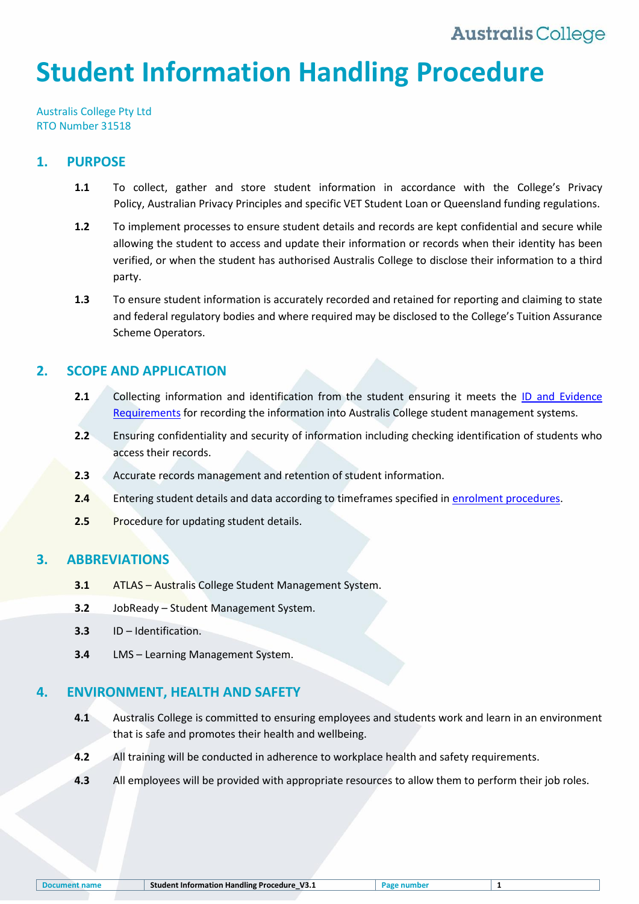# Student Information Handling Procedure

Australis College Pty Ltd
RTO Number 31518

## 1. PURPOSE

**1.1** To collect, gather and store student information in accordance with the College's Privacy Policy, Australian Privacy Principles and specific VET Student Loan or Queensland funding regulations.

**1.2** To implement processes to ensure student details and records are kept confidential and secure while allowing the student to access and update their information or records when their identity has been verified, or when the student has authorised Australis College to disclose their information to a third party.

**1.3** To ensure student information is accurately recorded and retained for reporting and claiming to state and federal regulatory bodies and where required may be disclosed to the College's Tuition Assurance Scheme Operators.

## 2. SCOPE AND APPLICATION

**2.1** Collecting information and identification from the student ensuring it meets the ID and Evidence Requirements for recording the information into Australis College student management systems.

**2.2** Ensuring confidentiality and security of information including checking identification of students who access their records.

**2.3** Accurate records management and retention of student information.

**2.4** Entering student details and data according to timeframes specified in enrolment procedures.

**2.5** Procedure for updating student details.

## 3. ABBREVIATIONS

**3.1** ATLAS – Australis College Student Management System.

**3.2** JobReady – Student Management System.

**3.3** ID – Identification.

**3.4** LMS – Learning Management System.

## 4. ENVIRONMENT, HEALTH AND SAFETY

**4.1** Australis College is committed to ensuring employees and students work and learn in an environment that is safe and promotes their health and wellbeing.

**4.2** All training will be conducted in adherence to workplace health and safety requirements.

**4.3** All employees will be provided with appropriate resources to allow them to perform their job roles.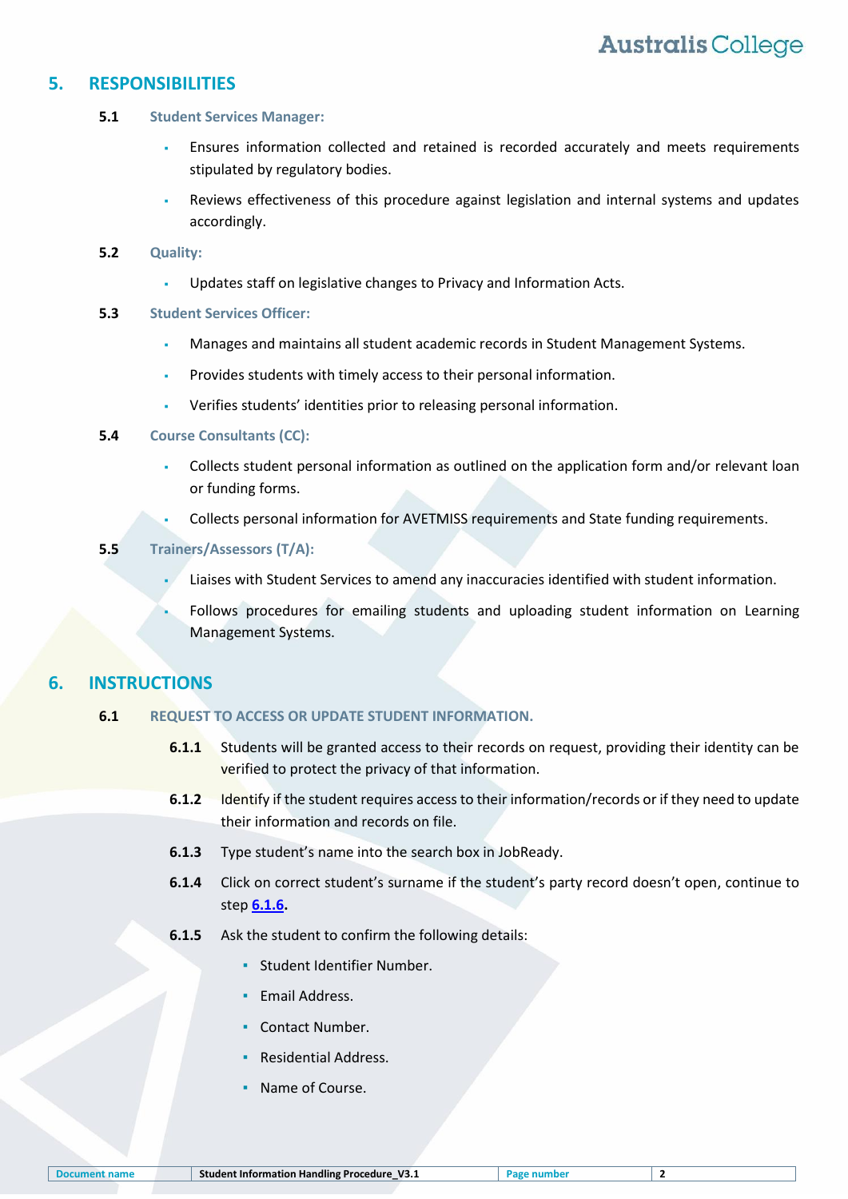## 5. RESPONSIBILITIES

### 5.1 Student Services Manager:

- Ensures information collected and retained is recorded accurately and meets requirements stipulated by regulatory bodies.
- Reviews effectiveness of this procedure against legislation and internal systems and updates accordingly.

### 5.2 Quality:

- Updates staff on legislative changes to Privacy and Information Acts.

### 5.3 Student Services Officer:

- Manages and maintains all student academic records in Student Management Systems.
- Provides students with timely access to their personal information.
- Verifies students' identities prior to releasing personal information.

### 5.4 Course Consultants (CC):

- Collects student personal information as outlined on the application form and/or relevant loan or funding forms.
- Collects personal information for AVETMISS requirements and State funding requirements.

### 5.5 Trainers/Assessors (T/A):

- Liaises with Student Services to amend any inaccuracies identified with student information.
- Follows procedures for emailing students and uploading student information on Learning Management Systems.

## 6. INSTRUCTIONS

### 6.1 REQUEST TO ACCESS OR UPDATE STUDENT INFORMATION.

**6.1.1** Students will be granted access to their records on request, providing their identity can be verified to protect the privacy of that information.

**6.1.2** Identify if the student requires access to their information/records or if they need to update their information and records on file.

**6.1.3** Type student's name into the search box in JobReady.

**6.1.4** Click on correct student's surname if the student's party record doesn't open, continue to step **6.1.6**.

**6.1.5** Ask the student to confirm the following details:

- Student Identifier Number.
- Email Address.
- Contact Number.
- Residential Address.
- Name of Course.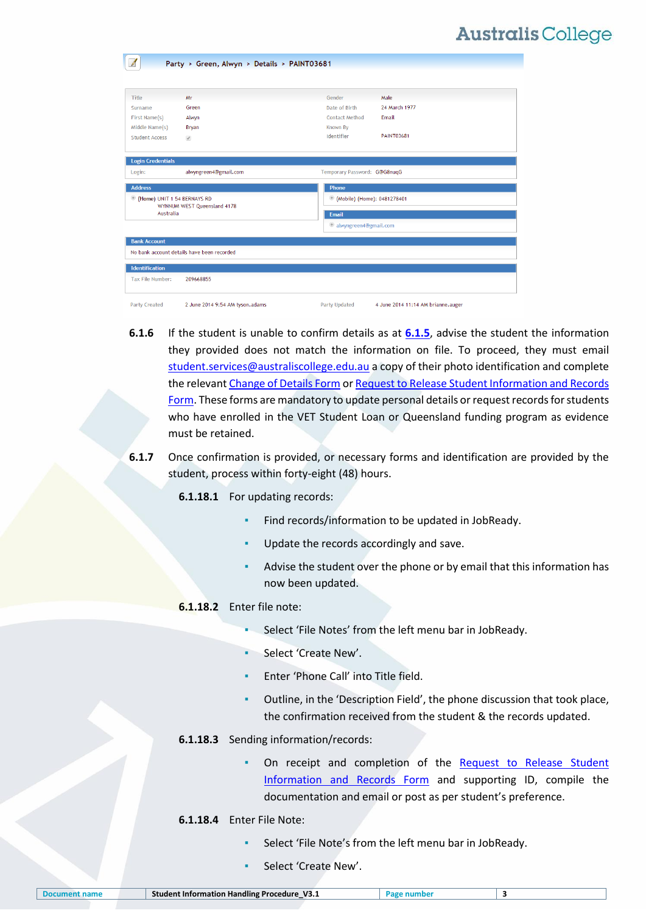Party > Green, Alwyn > Details > PAINT03681

| Title | Mr | Gender | Male |
|---|---|---|---|
| Surname | Green | Date of Birth | 24 March 1977 |
| First Name(s) | Alwyn | Contact Method | Email |
| Middle Name(s) | Bryan | Known By | |
| Student Access | ✓ | Identifier | PAINT03681 |

**Login Credentials**

Login: alwyngreen4@gmail.com    Temporary Password: G@G8nuqG

**Address**

(Home) UNIT 1 54 BERNAYS RD
WYNNUM WEST Queensland 4178
Australia

**Phone**

(Mobile) (Home): 0481278401

**Email**

alwyngreen4@gmail.com

**Bank Account**

No bank account details have been recorded

**Identification**

Tax File Number: 209668855

Party Created 2 June 2014 9:54 AM tyson.adams    Party Updated 4 June 2014 11:14 AM brianne.auger

**6.1.6** If the student is unable to confirm details as at 6.1.5, advise the student the information they provided does not match the information on file. To proceed, they must email student.services@australiscollege.edu.au a copy of their photo identification and complete the relevant Change of Details Form or Request to Release Student Information and Records Form. These forms are mandatory to update personal details or request records for students who have enrolled in the VET Student Loan or Queensland funding program as evidence must be retained.

**6.1.7** Once confirmation is provided, or necessary forms and identification are provided by the student, process within forty-eight (48) hours.

**6.1.18.1** For updating records:

- Find records/information to be updated in JobReady.
- Update the records accordingly and save.
- Advise the student over the phone or by email that this information has now been updated.

**6.1.18.2** Enter file note:

- Select 'File Notes' from the left menu bar in JobReady.
- Select 'Create New'.
- Enter 'Phone Call' into Title field.
- Outline, in the 'Description Field', the phone discussion that took place, the confirmation received from the student & the records updated.

**6.1.18.3** Sending information/records:

- On receipt and completion of the Request to Release Student Information and Records Form and supporting ID, compile the documentation and email or post as per student's preference.

**6.1.18.4** Enter File Note:

- Select 'File Note's from the left menu bar in JobReady.
- Select 'Create New'.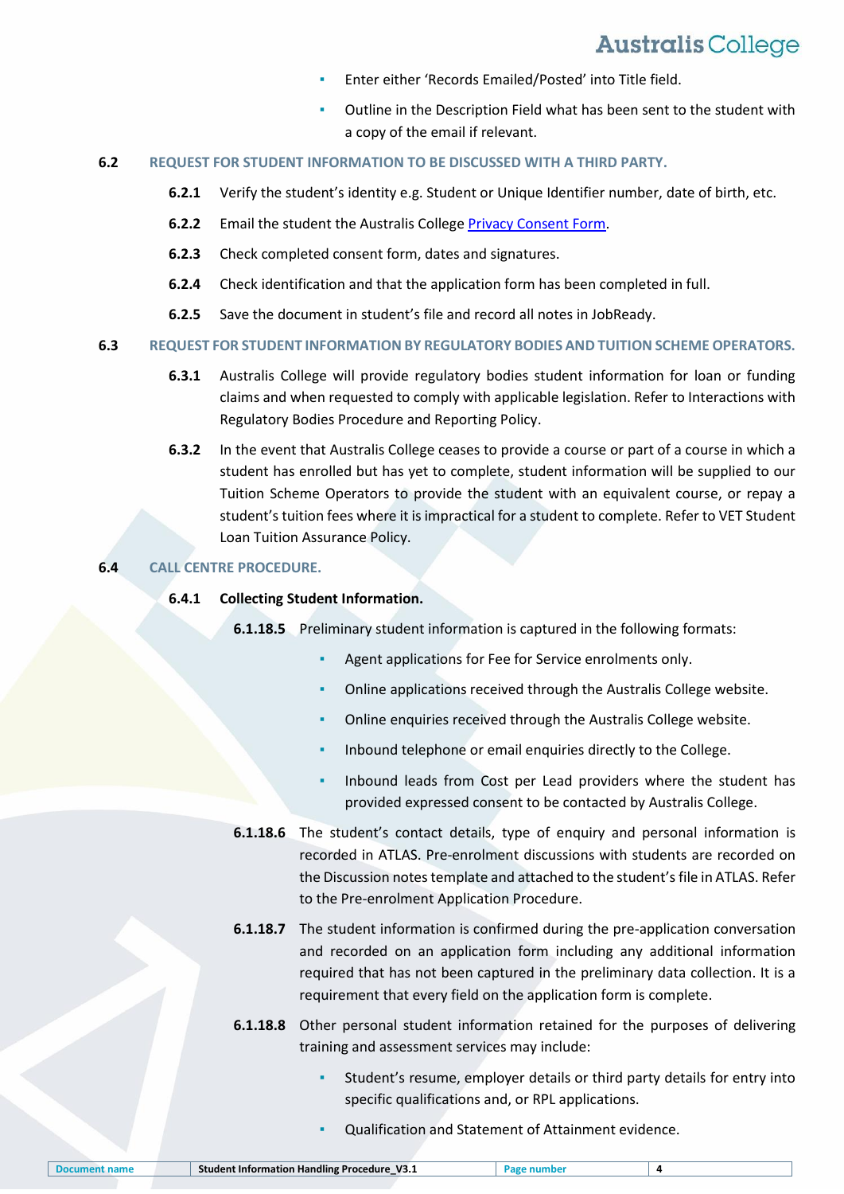- Enter either 'Records Emailed/Posted' into Title field.
- Outline in the Description Field what has been sent to the student with a copy of the email if relevant.

## 6.2 REQUEST FOR STUDENT INFORMATION TO BE DISCUSSED WITH A THIRD PARTY.

**6.2.1** Verify the student's identity e.g. Student or Unique Identifier number, date of birth, etc.

**6.2.2** Email the student the Australis College Privacy Consent Form.

**6.2.3** Check completed consent form, dates and signatures.

**6.2.4** Check identification and that the application form has been completed in full.

**6.2.5** Save the document in student's file and record all notes in JobReady.

## 6.3 REQUEST FOR STUDENT INFORMATION BY REGULATORY BODIES AND TUITION SCHEME OPERATORS.

**6.3.1** Australis College will provide regulatory bodies student information for loan or funding claims and when requested to comply with applicable legislation. Refer to Interactions with Regulatory Bodies Procedure and Reporting Policy.

**6.3.2** In the event that Australis College ceases to provide a course or part of a course in which a student has enrolled but has yet to complete, student information will be supplied to our Tuition Scheme Operators to provide the student with an equivalent course, or repay a student's tuition fees where it is impractical for a student to complete. Refer to VET Student Loan Tuition Assurance Policy.

## 6.4 CALL CENTRE PROCEDURE.

**6.4.1 Collecting Student Information.**

**6.1.18.5** Preliminary student information is captured in the following formats:

- Agent applications for Fee for Service enrolments only.
- Online applications received through the Australis College website.
- Online enquiries received through the Australis College website.
- Inbound telephone or email enquiries directly to the College.
- Inbound leads from Cost per Lead providers where the student has provided expressed consent to be contacted by Australis College.

**6.1.18.6** The student's contact details, type of enquiry and personal information is recorded in ATLAS. Pre-enrolment discussions with students are recorded on the Discussion notes template and attached to the student's file in ATLAS. Refer to the Pre-enrolment Application Procedure.

**6.1.18.7** The student information is confirmed during the pre-application conversation and recorded on an application form including any additional information required that has not been captured in the preliminary data collection. It is a requirement that every field on the application form is complete.

**6.1.18.8** Other personal student information retained for the purposes of delivering training and assessment services may include:

- Student's resume, employer details or third party details for entry into specific qualifications and, or RPL applications.
- Qualification and Statement of Attainment evidence.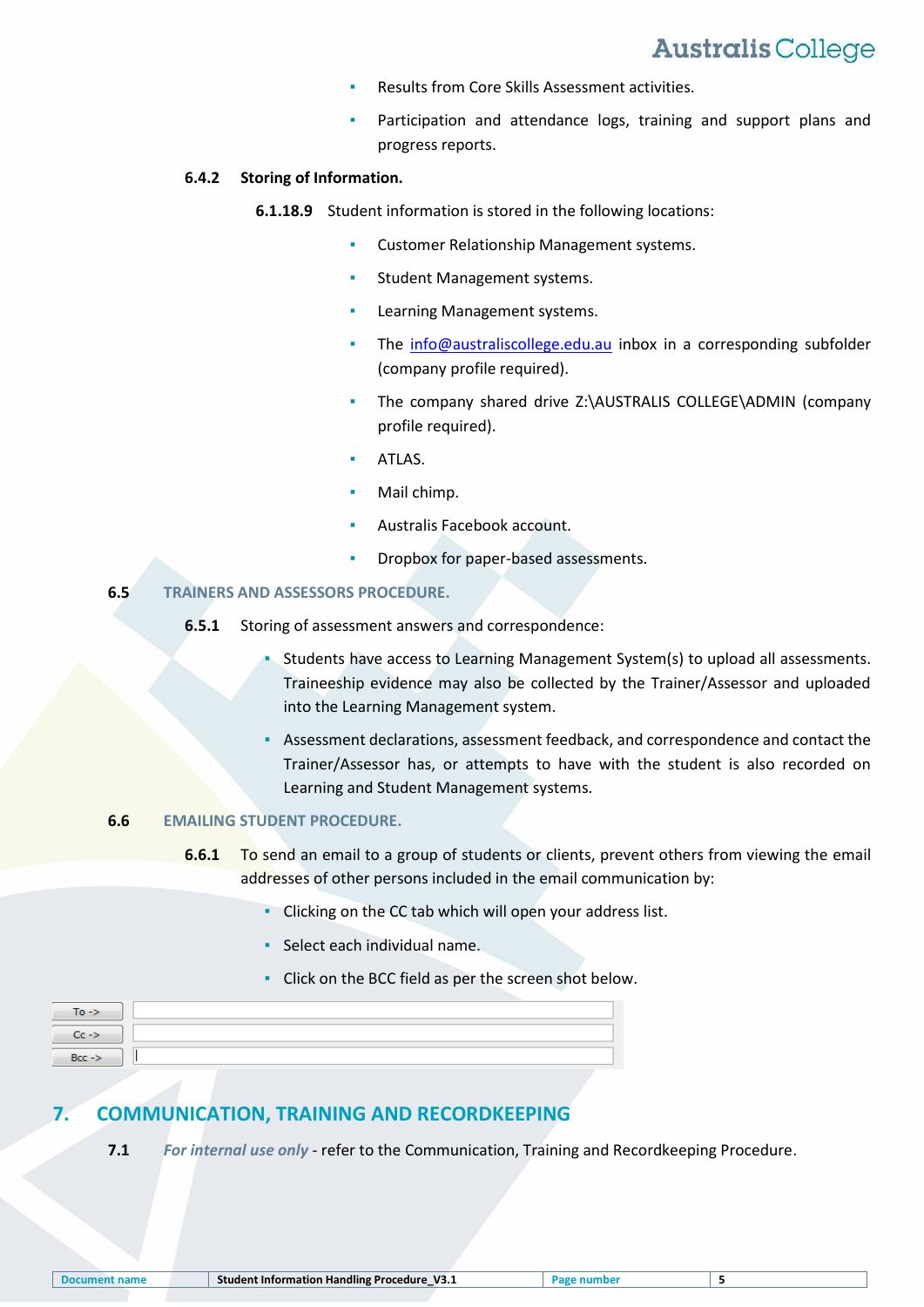- Results from Core Skills Assessment activities.
- Participation and attendance logs, training and support plans and progress reports.

**6.4.2 Storing of Information.**

**6.1.18.9** Student information is stored in the following locations:

- Customer Relationship Management systems.
- Student Management systems.
- Learning Management systems.
- The info@australiscollege.edu.au inbox in a corresponding subfolder (company profile required).
- The company shared drive Z:\AUSTRALIS COLLEGE\ADMIN (company profile required).
- ATLAS.
- Mail chimp.
- Australis Facebook account.
- Dropbox for paper-based assessments.

### 6.5 TRAINERS AND ASSESSORS PROCEDURE.

**6.5.1** Storing of assessment answers and correspondence:

- Students have access to Learning Management System(s) to upload all assessments. Traineeship evidence may also be collected by the Trainer/Assessor and uploaded into the Learning Management system.
- Assessment declarations, assessment feedback, and correspondence and contact the Trainer/Assessor has, or attempts to have with the student is also recorded on Learning and Student Management systems.

### 6.6 EMAILING STUDENT PROCEDURE.

**6.6.1** To send an email to a group of students or clients, prevent others from viewing the email addresses of other persons included in the email communication by:

- Clicking on the CC tab which will open your address list.
- Select each individual name.
- Click on the BCC field as per the screen shot below.

| To -> | |
|---|---|
| Cc -> | |
| Bcc -> | |

## 7. COMMUNICATION, TRAINING AND RECORDKEEPING

**7.1** *For internal use only* - refer to the Communication, Training and Recordkeeping Procedure.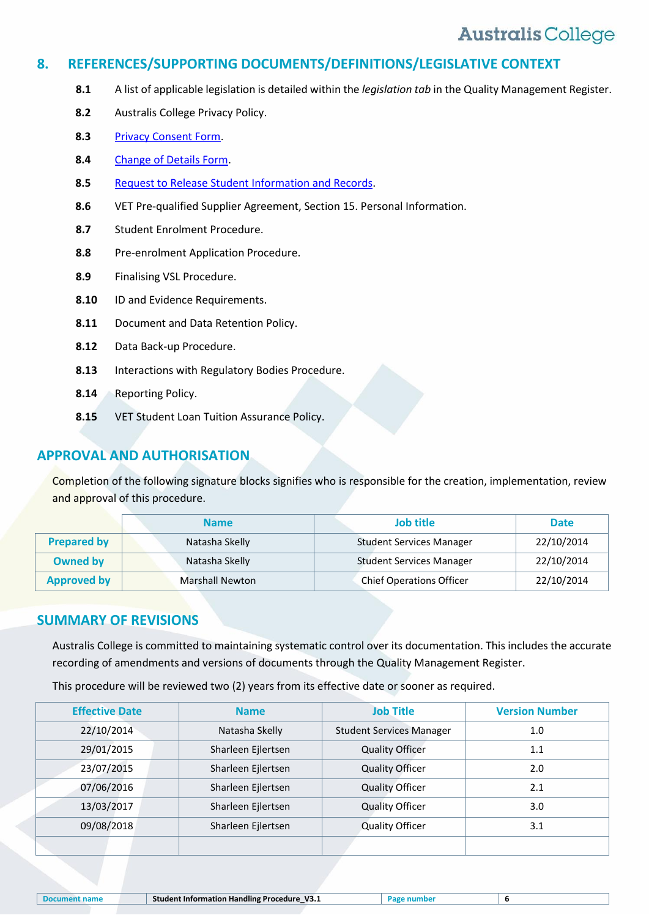## 8. REFERENCES/SUPPORTING DOCUMENTS/DEFINITIONS/LEGISLATIVE CONTEXT

**8.1** A list of applicable legislation is detailed within the *legislation tab* in the Quality Management Register.

**8.2** Australis College Privacy Policy.

**8.3** Privacy Consent Form.

**8.4** Change of Details Form.

**8.5** Request to Release Student Information and Records.

**8.6** VET Pre-qualified Supplier Agreement, Section 15. Personal Information.

**8.7** Student Enrolment Procedure.

**8.8** Pre-enrolment Application Procedure.

**8.9** Finalising VSL Procedure.

**8.10** ID and Evidence Requirements.

**8.11** Document and Data Retention Policy.

**8.12** Data Back-up Procedure.

**8.13** Interactions with Regulatory Bodies Procedure.

**8.14** Reporting Policy.

**8.15** VET Student Loan Tuition Assurance Policy.

## APPROVAL AND AUTHORISATION

Completion of the following signature blocks signifies who is responsible for the creation, implementation, review and approval of this procedure.

| | Name | Job title | Date |
|---|---|---|---|
| **Prepared by** | Natasha Skelly | Student Services Manager | 22/10/2014 |
| **Owned by** | Natasha Skelly | Student Services Manager | 22/10/2014 |
| **Approved by** | Marshall Newton | Chief Operations Officer | 22/10/2014 |

## SUMMARY OF REVISIONS

Australis College is committed to maintaining systematic control over its documentation. This includes the accurate recording of amendments and versions of documents through the Quality Management Register.

This procedure will be reviewed two (2) years from its effective date or sooner as required.

| Effective Date | Name | Job Title | Version Number |
|---|---|---|---|
| 22/10/2014 | Natasha Skelly | Student Services Manager | 1.0 |
| 29/01/2015 | Sharleen Ejlertsen | Quality Officer | 1.1 |
| 23/07/2015 | Sharleen Ejlertsen | Quality Officer | 2.0 |
| 07/06/2016 | Sharleen Ejlertsen | Quality Officer | 2.1 |
| 13/03/2017 | Sharleen Ejlertsen | Quality Officer | 3.0 |
| 09/08/2018 | Sharleen Ejlertsen | Quality Officer | 3.1 |
| | | | |